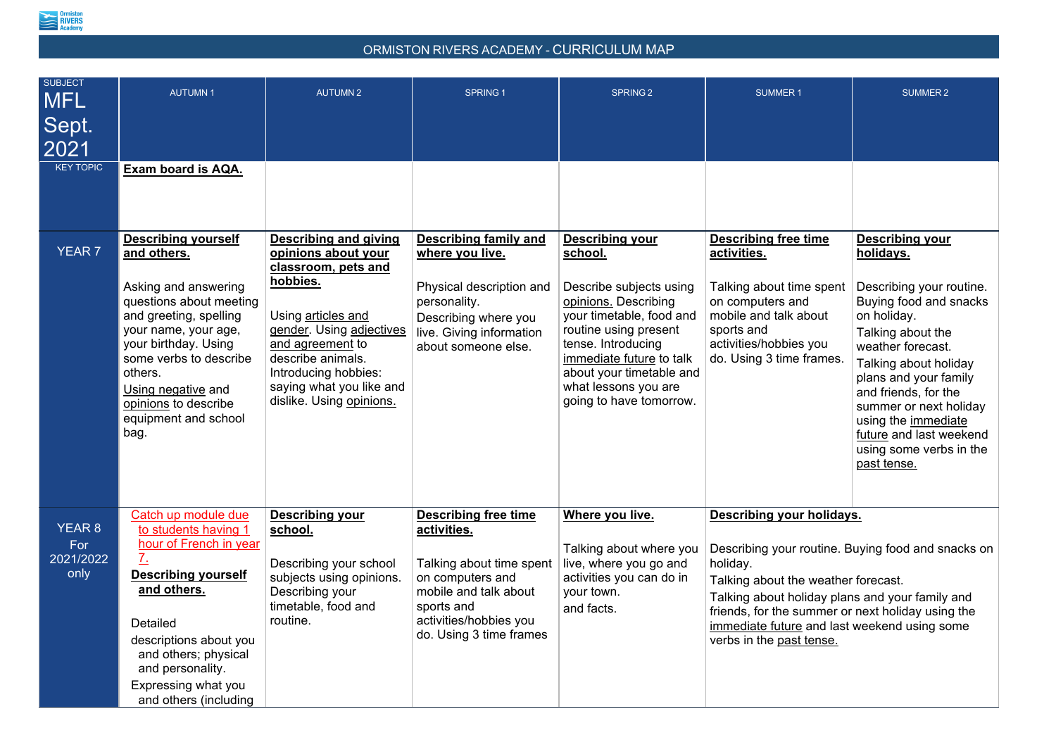Ormiston RIVERS Academy

# ORMISTON RIVERS ACADEMY - CURRICULUM MAP

| SUBJECT MFL Sept. 2021 | AUTUMN 1 | AUTUMN 2 | SPRING 1 | SPRING 2 | SUMMER 1 | SUMMER 2 |
|---|---|---|---|---|---|---|
| KEY TOPIC | **Exam board is AQA.** | | | | | |
| YEAR 7 | **Describing yourself and others.**<br><br>Asking and answering questions about meeting and greeting, spelling your name, your age, your birthday. Using some verbs to describe others.<br>Using negative and opinions to describe equipment and school bag. | **Describing and giving opinions about your classroom, pets and hobbies.**<br><br>Using articles and gender. Using adjectives and agreement to describe animals. Introducing hobbies: saying what you like and dislike. Using opinions. | **Describing family and where you live.**<br><br>Physical description and personality.<br>Describing where you live. Giving information about someone else. | **Describing your school.**<br><br>Describe subjects using opinions. Describing your timetable, food and routine using present tense. Introducing immediate future to talk about your timetable and what lessons you are going to have tomorrow. | **Describing free time activities.**<br><br>Talking about time spent on computers and mobile and talk about sports and activities/hobbies you do. Using 3 time frames. | **Describing your holidays.**<br><br>Describing your routine. Buying food and snacks on holiday.<br>Talking about the weather forecast.<br>Talking about holiday plans and your family and friends, for the summer or next holiday using the immediate future and last weekend using some verbs in the past tense. |
| YEAR 8 For 2021/2022 only | Catch up module due to students having 1 hour of French in year 7.<br>**Describing yourself and others.**<br><br>Detailed descriptions about you and others; physical and personality.<br>Expressing what you and others (including | **Describing your school.**<br><br>Describing your school subjects using opinions. Describing your timetable, food and routine. | **Describing free time activities.**<br><br>Talking about time spent on computers and mobile and talk about sports and activities/hobbies you do. Using 3 time frames | **Where you live.**<br><br>Talking about where you live, where you go and activities you can do in your town.<br>and facts. | **Describing your holidays.**<br><br>Describing your routine. Buying food and snacks on holiday.<br>Talking about the weather forecast.<br>Talking about holiday plans and your family and friends, for the summer or next holiday using the immediate future and last weekend using some verbs in the past tense. | |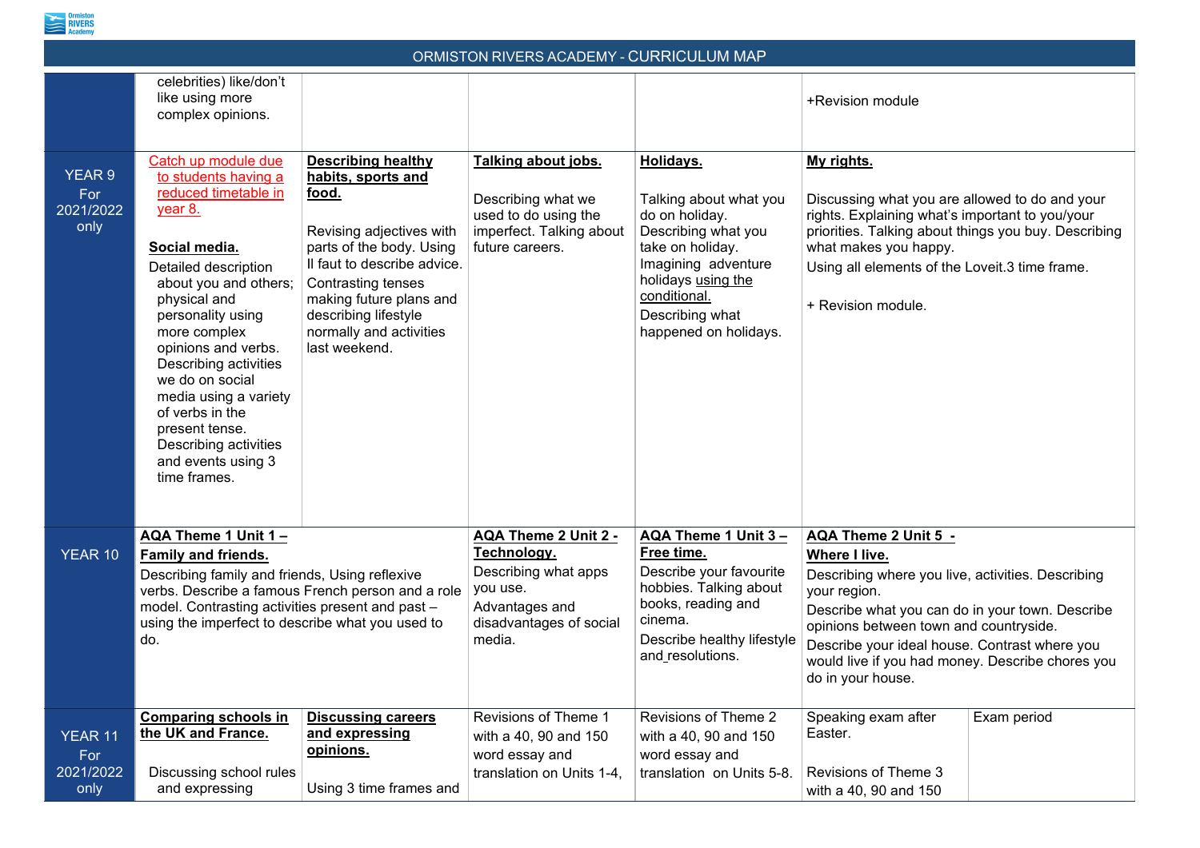# ORMISTON RIVERS ACADEMY - CURRICULUM MAP

| | | | | | | |
|---|---|---|---|---|---|---|
| | celebrities) like/don't like using more complex opinions. | | | | +Revision module | |
| YEAR 9 For 2021/2022 only | Catch up module due to students having a reduced timetable in year 8. **Social media.** Detailed description about you and others; physical and personality using more complex opinions and verbs. Describing activities we do on social media using a variety of verbs in the present tense. Describing activities and events using 3 time frames. | **Describing healthy habits, sports and food.** Revising adjectives with parts of the body. Using Il faut to describe advice. Contrasting tenses making future plans and describing lifestyle normally and activities last weekend. | **Talking about jobs.** Describing what we used to do using the imperfect. Talking about future careers. | **Holidays.** Talking about what you do on holiday. Describing what you take on holiday. Imagining adventure holidays using the conditional. Describing what happened on holidays. | **My rights.** Discussing what you are allowed to do and your rights. Explaining what's important to you/your priorities. Talking about things you buy. Describing what makes you happy. Using all elements of the Loveit.3 time frame. + Revision module. | |
| YEAR 10 | **AQA Theme 1 Unit 1 – Family and friends.** Describing family and friends, Using reflexive verbs. Describe a famous French person and a role model. Contrasting activities present and past – using the imperfect to describe what you used to do. | | **AQA Theme 2 Unit 2 - Technology.** Describing what apps you use. Advantages and disadvantages of social media. | **AQA Theme 1 Unit 3 – Free time.** Describe your favourite hobbies. Talking about books, reading and cinema. Describe healthy lifestyle and resolutions. | **AQA Theme 2 Unit 5 - Where I live.** Describing where you live, activities. Describing your region. Describe what you can do in your town. Describe opinions between town and countryside. Describe your ideal house. Contrast where you would live if you had money. Describe chores you do in your house. | |
| YEAR 11 For 2021/2022 only | **Comparing schools in the UK and France.** Discussing school rules and expressing | **Discussing careers and expressing opinions.** Using 3 time frames and | Revisions of Theme 1 with a 40, 90 and 150 word essay and translation on Units 1-4, | Revisions of Theme 2 with a 40, 90 and 150 word essay and translation on Units 5-8. | Speaking exam after Easter. Revisions of Theme 3 with a 40, 90 and 150 | Exam period |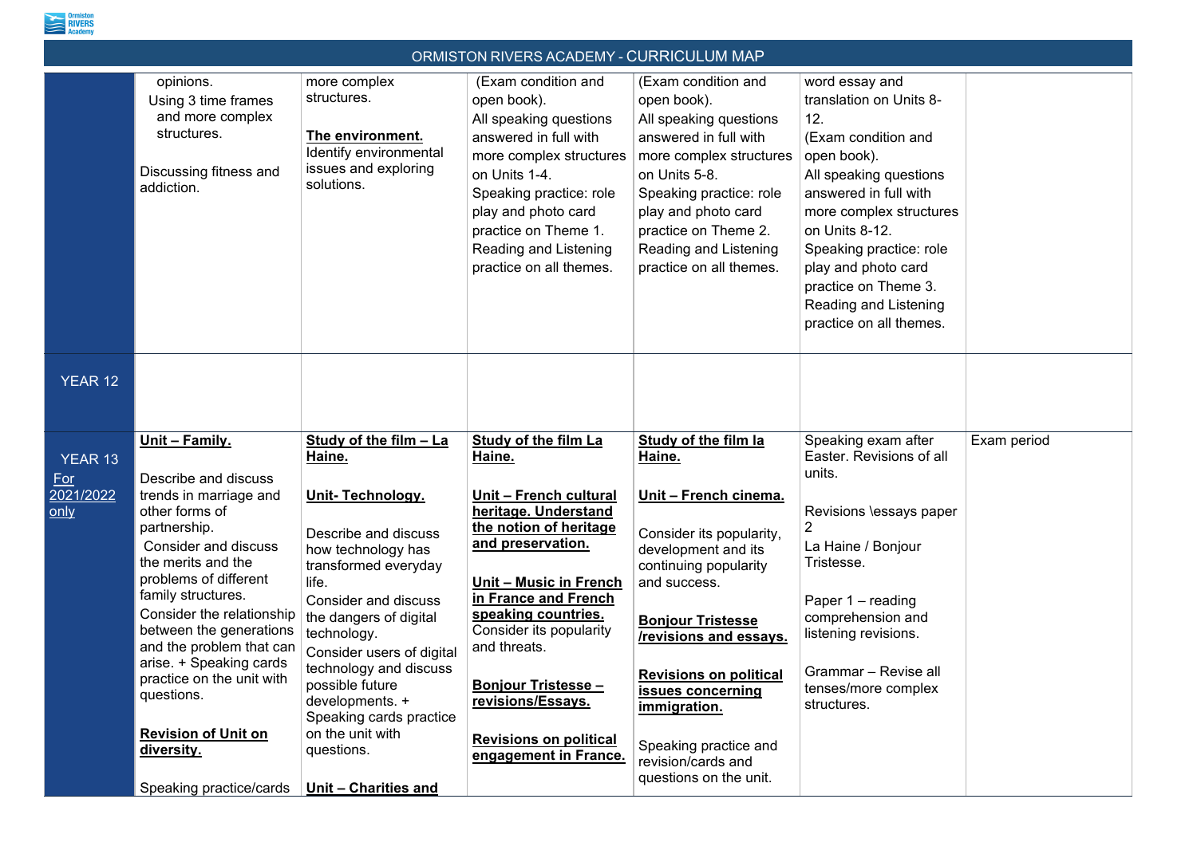ORMISTON RIVERS ACADEMY - CURRICULUM MAP

| | | | | | | |
|---|---|---|---|---|---|---|
| | opinions.<br>Using 3 time frames and more complex structures.<br><br>Discussing fitness and addiction. | more complex structures.<br><br>**The environment.**<br>Identify environmental issues and exploring solutions. | (Exam condition and open book).<br>All speaking questions answered in full with more complex structures on Units 1-4.<br>Speaking practice: role play and photo card practice on Theme 1.<br>Reading and Listening practice on all themes. | (Exam condition and open book).<br>All speaking questions answered in full with more complex structures on Units 5-8.<br>Speaking practice: role play and photo card practice on Theme 2.<br>Reading and Listening practice on all themes. | word essay and translation on Units 8-12.<br>(Exam condition and open book).<br>All speaking questions answered in full with more complex structures on Units 8-12.<br>Speaking practice: role play and photo card practice on Theme 3.<br>Reading and Listening practice on all themes. | |
| YEAR 12 | | | | | | |
| YEAR 13<br>For 2021/2022 only | **Unit – Family.**<br><br>Describe and discuss trends in marriage and other forms of partnership.<br>Consider and discuss the merits and the problems of different family structures.<br>Consider the relationship between the generations and the problem that can arise. + Speaking cards practice on the unit with questions.<br><br>**Revision of Unit on diversity.**<br><br>Speaking practice/cards | **Study of the film – La Haine.**<br><br>**Unit- Technology.**<br><br>Describe and discuss how technology has transformed everyday life.<br>Consider and discuss the dangers of digital technology.<br>Consider users of digital technology and discuss possible future developments. + Speaking cards practice on the unit with questions.<br><br>**Unit – Charities and** | **Study of the film La Haine.**<br><br>**Unit – French cultural heritage. Understand the notion of heritage and preservation.**<br><br>**Unit – Music in French in France and French speaking countries.**<br>Consider its popularity and threats.<br><br>**Bonjour Tristesse – revisions/Essays.**<br><br>**Revisions on political engagement in France.** | **Study of the film la Haine.**<br><br>**Unit – French cinema.**<br><br>Consider its popularity, development and its continuing popularity and success.<br><br>**Bonjour Tristesse /revisions and essays.**<br><br>**Revisions on political issues concerning immigration.**<br><br>Speaking practice and revision/cards and questions on the unit. | Speaking exam after Easter. Revisions of all units.<br><br>Revisions \essays paper 2<br>La Haine / Bonjour Tristesse.<br><br>Paper 1 – reading comprehension and listening revisions.<br><br>Grammar – Revise all tenses/more complex structures. | Exam period |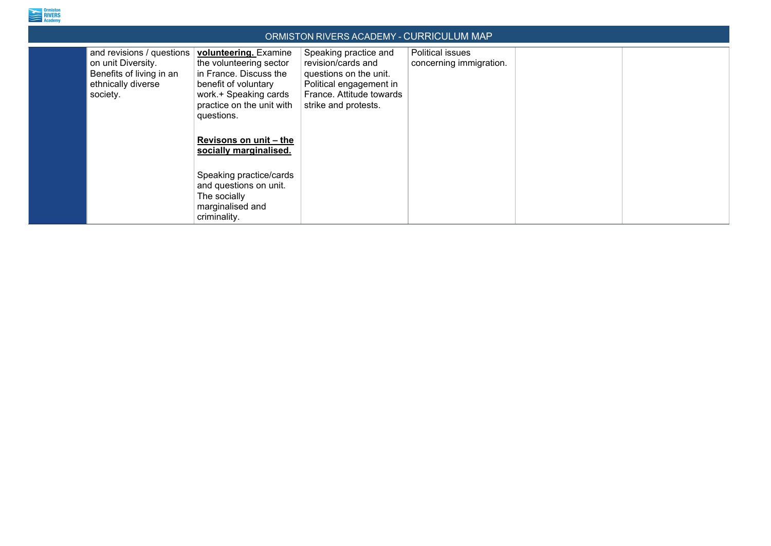# ORMISTON RIVERS ACADEMY - CURRICULUM MAP

| | | | | | | |
|---|---|---|---|---|---|---|
| | and revisions / questions on unit Diversity. Benefits of living in an ethnically diverse society. | **volunteering.** Examine the volunteering sector in France. Discuss the benefit of voluntary work.+ Speaking cards practice on the unit with questions.<br><br>**Revisons on unit – the socially marginalised.**<br><br>Speaking practice/cards and questions on unit. The socially marginalised and criminality. | Speaking practice and revision/cards and questions on the unit. Political engagement in France. Attitude towards strike and protests. | Political issues concerning immigration. | | |